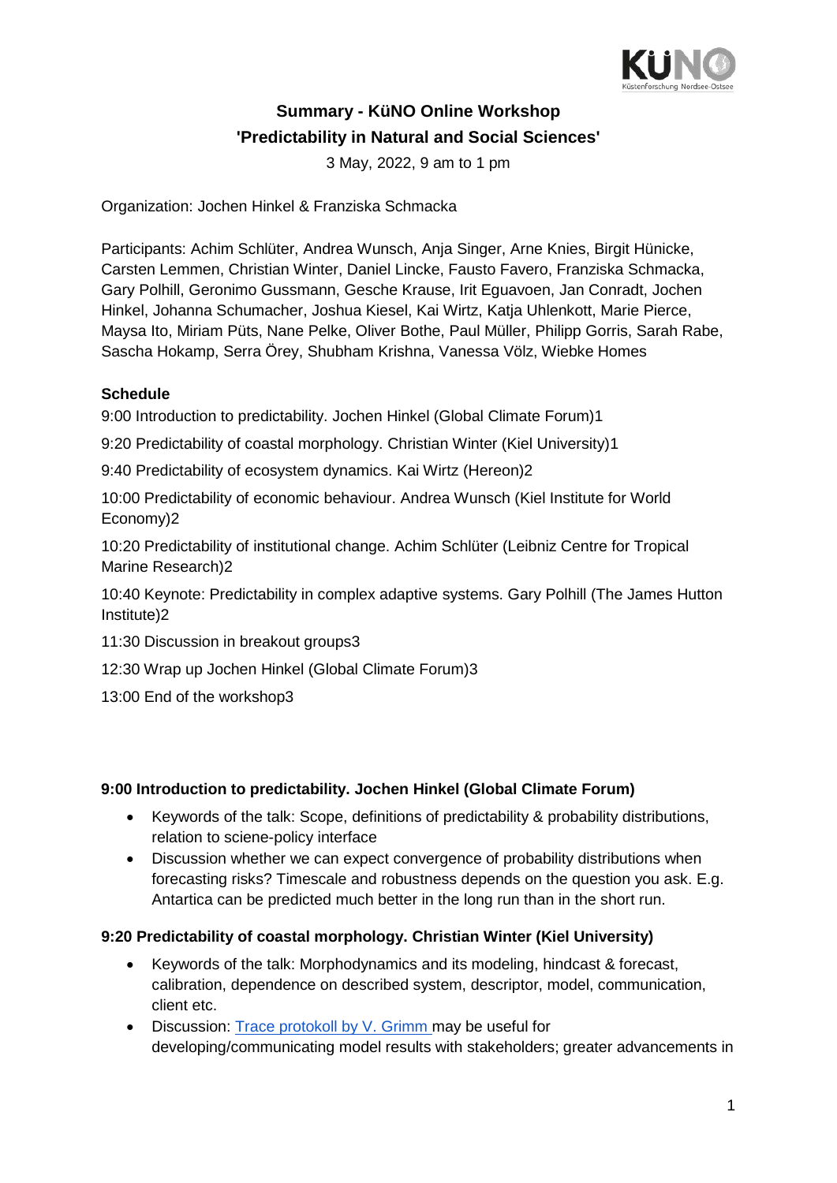# Summary - KüNO Online Workshop 'Predictability in Natural and Social Sciences'

3 May, 2022, 9 am to 1 pm

Organization: Jochen Hinkel & Franziska Schmacka

Participants: Achim Schlüter, Andrea Wunsch, Anja Singer, Arne Knies, Birgit Hünicke, Carsten Lemmen, Christian Winter, Daniel Lincke, Fausto Favero, Franziska Schmacka, Gary Polhill, Geronimo Gussmann, Gesche Krause, Irit Eguavoen, Jan Conradt, Jochen Hinkel, Johanna Schumacher, Joshua Kiesel, Kai Wirtz, Katja Uhlenkott, Marie Pierce, Maysa Ito, Miriam Püts, Nane Pelke, Oliver Bothe, Paul Müller, Philipp Gorris, Sarah Rabe, Sascha Hokamp, Serra Örey, Shubham Krishna, Vanessa Völz, Wiebke Homes

**Schedule**

9:00 Introduction to predictability. Jochen Hinkel (Global Climate Forum)1

9:20 Predictability of coastal morphology. Christian Winter (Kiel University)1

9:40 Predictability of ecosystem dynamics. Kai Wirtz (Hereon)2

10:00 Predictability of economic behaviour. Andrea Wunsch (Kiel Institute for World Economy)2

10:20 Predictability of institutional change. Achim Schlüter (Leibniz Centre for Tropical Marine Research)2

10:40 Keynote: Predictability in complex adaptive systems. Gary Polhill (The James Hutton Institute)2

11:30 Discussion in breakout groups3

12:30 Wrap up Jochen Hinkel (Global Climate Forum)3

13:00 End of the workshop3

### 9:00 Introduction to predictability. Jochen Hinkel (Global Climate Forum)

- Keywords of the talk: Scope, definitions of predictability & probability distributions, relation to sciene-policy interface
- Discussion whether we can expect convergence of probability distributions when forecasting risks? Timescale and robustness depends on the question you ask. E.g. Antartica can be predicted much better in the long run than in the short run.

### 9:20 Predictability of coastal morphology. Christian Winter (Kiel University)

- Keywords of the talk: Morphodynamics and its modeling, hindcast & forecast, calibration, dependence on described system, descriptor, model, communication, client etc.
- Discussion: Trace protokoll by V. Grimm may be useful for developing/communicating model results with stakeholders; greater advancements in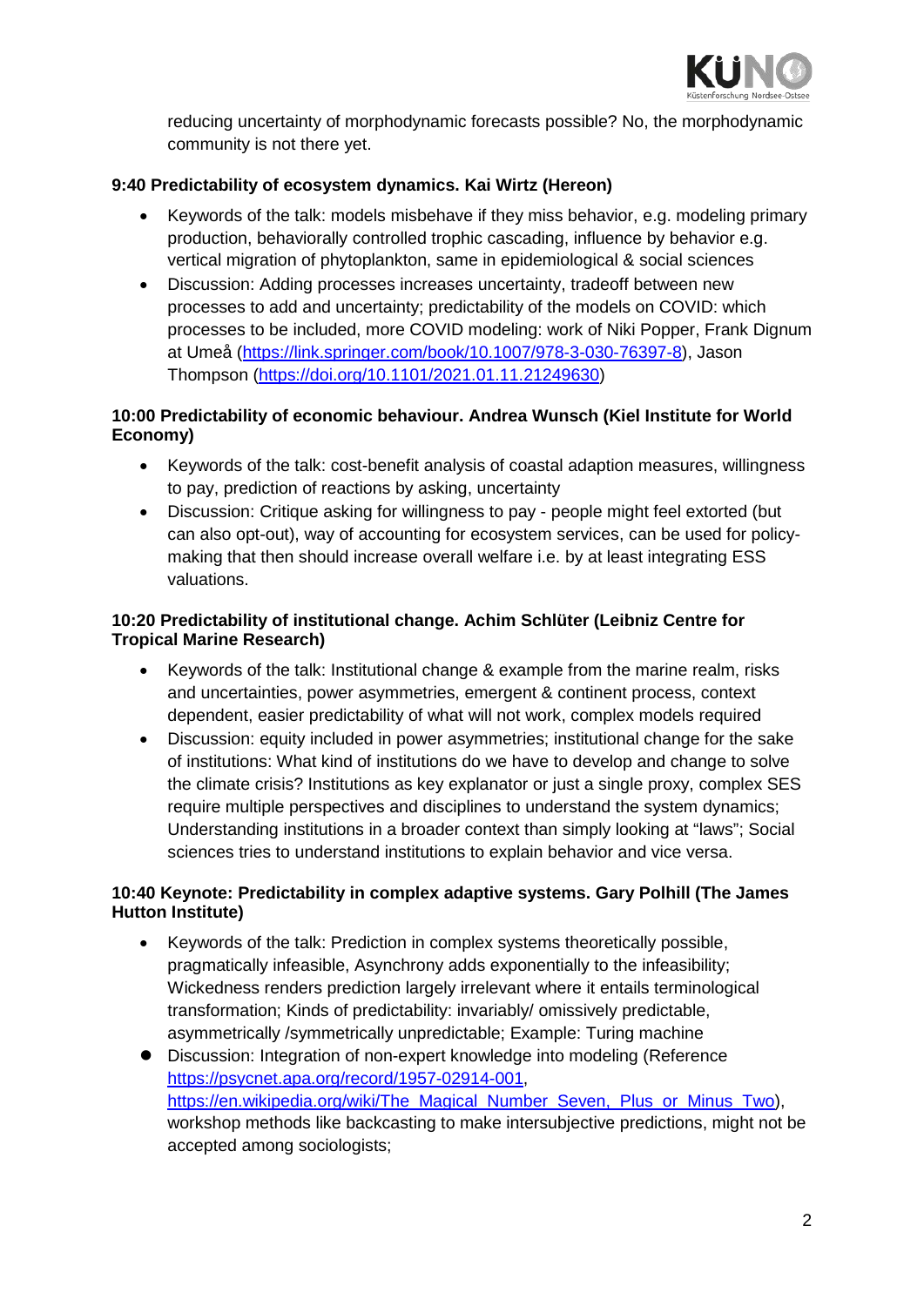reducing uncertainty of morphodynamic forecasts possible? No, the morphodynamic community is not there yet.

**9:40 Predictability of ecosystem dynamics. Kai Wirtz (Hereon)**

- Keywords of the talk: models misbehave if they miss behavior, e.g. modeling primary production, behaviorally controlled trophic cascading, influence by behavior e.g. vertical migration of phytoplankton, same in epidemiological & social sciences
- Discussion: Adding processes increases uncertainty, tradeoff between new processes to add and uncertainty; predictability of the models on COVID: which processes to be included, more COVID modeling: work of Niki Popper, Frank Dignum at Umeå (https://link.springer.com/book/10.1007/978-3-030-76397-8), Jason Thompson (https://doi.org/10.1101/2021.01.11.21249630)

**10:00 Predictability of economic behaviour. Andrea Wunsch (Kiel Institute for World Economy)**

- Keywords of the talk: cost-benefit analysis of coastal adaption measures, willingness to pay, prediction of reactions by asking, uncertainty
- Discussion: Critique asking for willingness to pay - people might feel extorted (but can also opt-out), way of accounting for ecosystem services, can be used for policy-making that then should increase overall welfare i.e. by at least integrating ESS valuations.

**10:20 Predictability of institutional change. Achim Schlüter (Leibniz Centre for Tropical Marine Research)**

- Keywords of the talk: Institutional change & example from the marine realm, risks and uncertainties, power asymmetries, emergent & continent process, context dependent, easier predictability of what will not work, complex models required
- Discussion: equity included in power asymmetries; institutional change for the sake of institutions: What kind of institutions do we have to develop and change to solve the climate crisis? Institutions as key explanator or just a single proxy, complex SES require multiple perspectives and disciplines to understand the system dynamics; Understanding institutions in a broader context than simply looking at "laws"; Social sciences tries to understand institutions to explain behavior and vice versa.

**10:40 Keynote: Predictability in complex adaptive systems. Gary Polhill (The James Hutton Institute)**

- Keywords of the talk: Prediction in complex systems theoretically possible, pragmatically infeasible, Asynchrony adds exponentially to the infeasibility; Wickedness renders prediction largely irrelevant where it entails terminological transformation; Kinds of predictability: invariably/ omissively predictable, asymmetrically /symmetrically unpredictable; Example: Turing machine
- Discussion: Integration of non-expert knowledge into modeling (Reference https://psycnet.apa.org/record/1957-02914-001, https://en.wikipedia.org/wiki/The_Magical_Number_Seven,_Plus_or_Minus_Two), workshop methods like backcasting to make intersubjective predictions, might not be accepted among sociologists;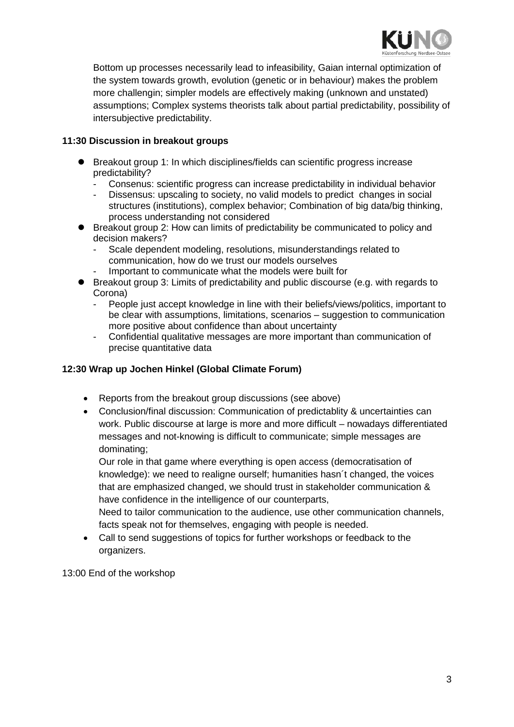Bottom up processes necessarily lead to infeasibility, Gaian internal optimization of the system towards growth, evolution (genetic or in behaviour) makes the problem more challengin; simpler models are effectively making (unknown and unstated) assumptions; Complex systems theorists talk about partial predictability, possibility of intersubjective predictability.

**11:30 Discussion in breakout groups**

- Breakout group 1: In which disciplines/fields can scientific progress increase predictability?
  - Consenus: scientific progress can increase predictability in individual behavior
  - Dissensus: upscaling to society, no valid models to predict changes in social structures (institutions), complex behavior; Combination of big data/big thinking, process understanding not considered
- Breakout group 2: How can limits of predictability be communicated to policy and decision makers?
  - Scale dependent modeling, resolutions, misunderstandings related to communication, how do we trust our models ourselves
  - Important to communicate what the models were built for
- Breakout group 3: Limits of predictability and public discourse (e.g. with regards to Corona)
  - People just accept knowledge in line with their beliefs/views/politics, important to be clear with assumptions, limitations, scenarios – suggestion to communication more positive about confidence than about uncertainty
  - Confidential qualitative messages are more important than communication of precise quantitative data

**12:30 Wrap up Jochen Hinkel (Global Climate Forum)**

- Reports from the breakout group discussions (see above)
- Conclusion/final discussion: Communication of predictablity & uncertainties can work. Public discourse at large is more and more difficult – nowadays differentiated messages and not-knowing is difficult to communicate; simple messages are dominating;

  Our role in that game where everything is open access (democratisation of knowledge): we need to realigne ourself; humanities hasn´t changed, the voices that are emphasized changed, we should trust in stakeholder communication & have confidence in the intelligence of our counterparts,

  Need to tailor communication to the audience, use other communication channels, facts speak not for themselves, engaging with people is needed.
- Call to send suggestions of topics for further workshops or feedback to the organizers.

13:00 End of the workshop